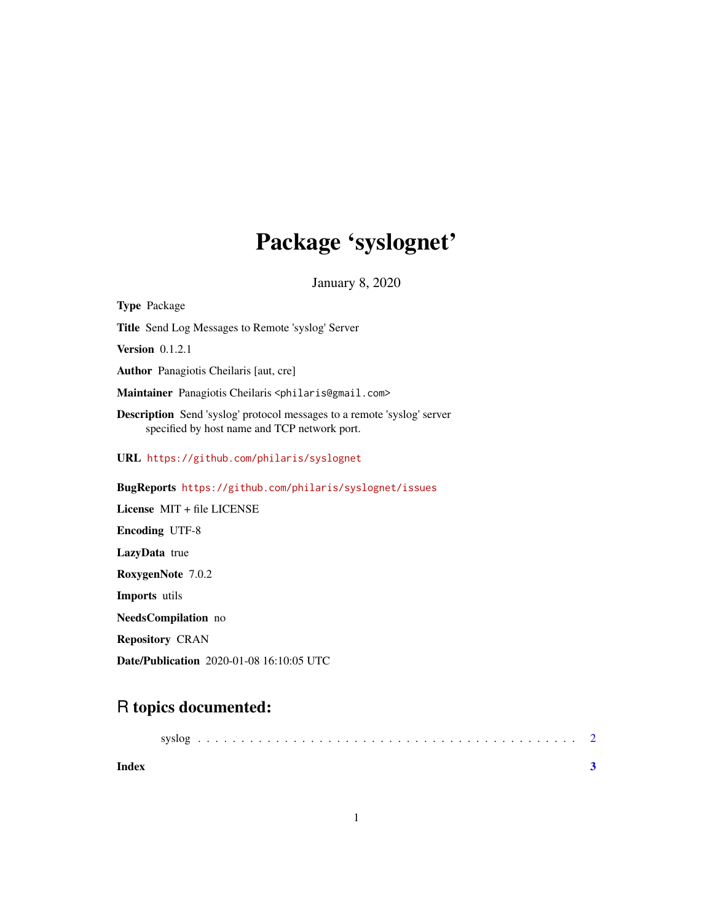# Package 'syslognet'

January 8, 2020

**Type** Package

**Title** Send Log Messages to Remote 'syslog' Server

**Version** 0.1.2.1

**Author** Panagiotis Cheilaris [aut, cre]

**Maintainer** Panagiotis Cheilaris <philaris@gmail.com>

**Description** Send 'syslog' protocol messages to a remote 'syslog' server specified by host name and TCP network port.

**URL** https://github.com/philaris/syslognet

**BugReports** https://github.com/philaris/syslognet/issues

**License** MIT + file LICENSE

**Encoding** UTF-8

**LazyData** true

**RoxygenNote** 7.0.2

**Imports** utils

**NeedsCompilation** no

**Repository** CRAN

**Date/Publication** 2020-01-08 16:10:05 UTC

## R topics documented:

syslog . . . . . . . . . . . . . . . . . . . . . . . . . . . . . . . . . . . . . . . . . . . . 2

**Index** **3**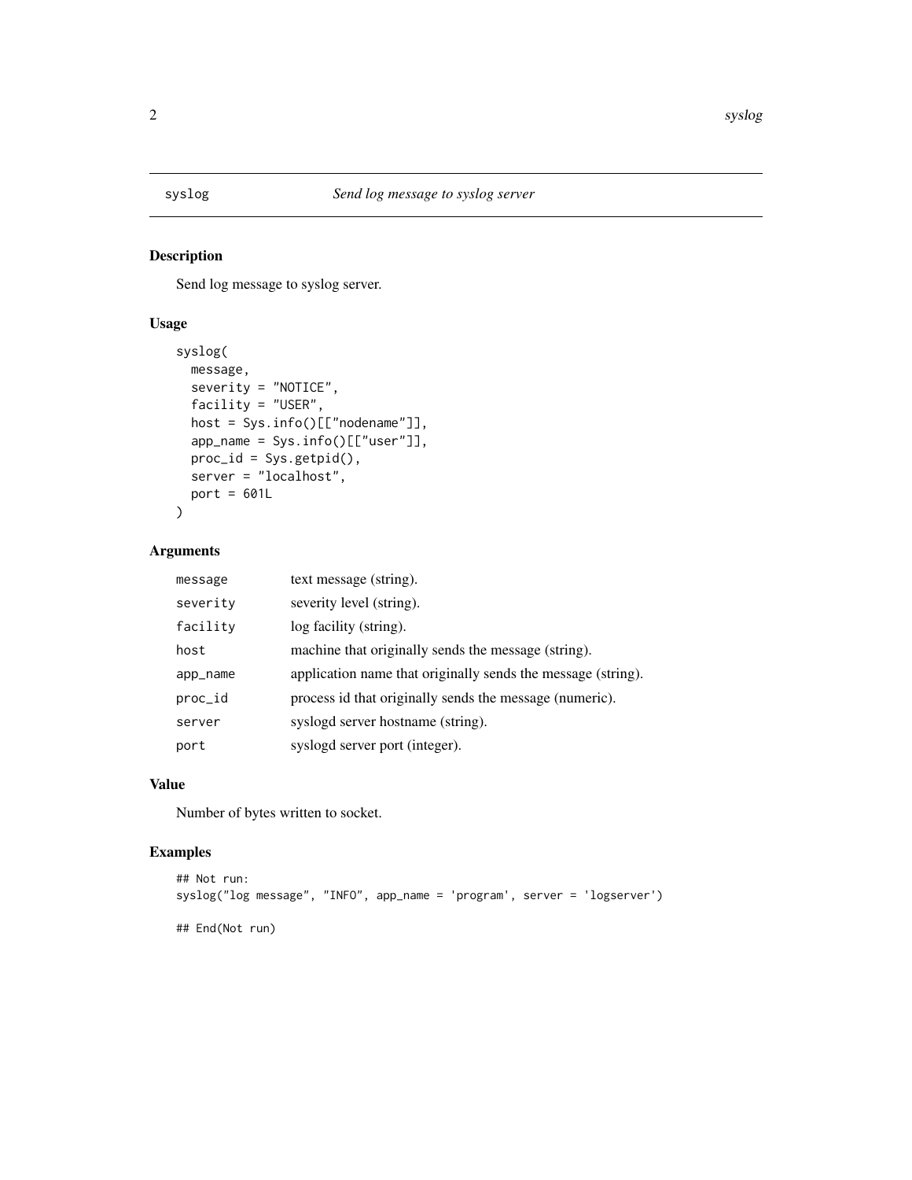# syslog — *Send log message to syslog server*

## Description

Send log message to syslog server.

## Usage

```
syslog(
  message,
  severity = "NOTICE",
  facility = "USER",
  host = Sys.info()[["nodename"]],
  app_name = Sys.info()[["user"]],
  proc_id = Sys.getpid(),
  server = "localhost",
  port = 601L
)
```

## Arguments

| | |
|---|---|
| `message` | text message (string). |
| `severity` | severity level (string). |
| `facility` | log facility (string). |
| `host` | machine that originally sends the message (string). |
| `app_name` | application name that originally sends the message (string). |
| `proc_id` | process id that originally sends the message (numeric). |
| `server` | syslogd server hostname (string). |
| `port` | syslogd server port (integer). |

## Value

Number of bytes written to socket.

## Examples

```
## Not run:
syslog("log message", "INFO", app_name = 'program', server = 'logserver')

## End(Not run)
```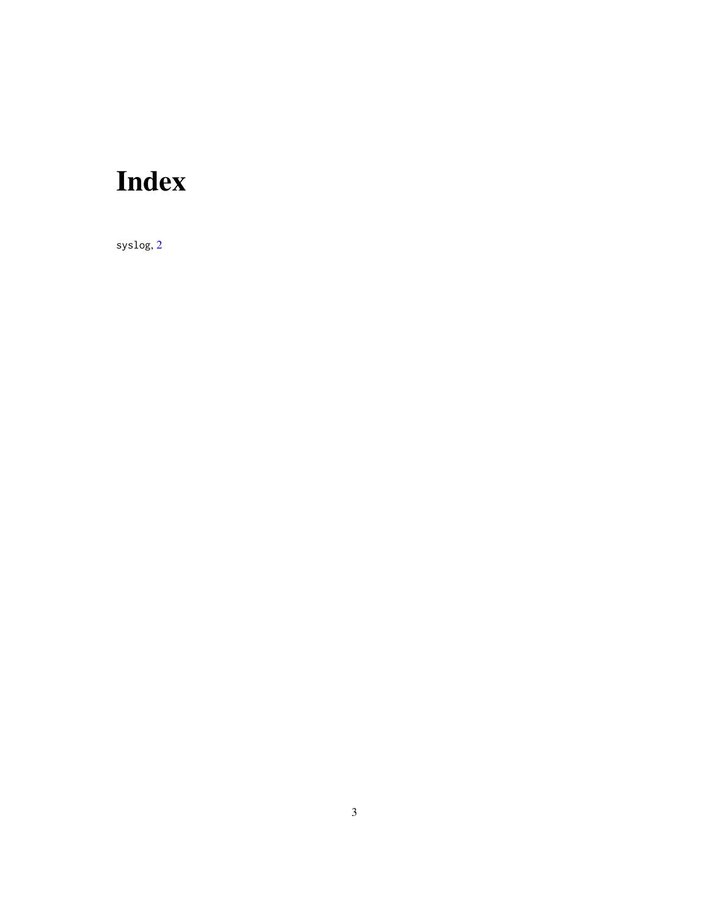# Index

`syslog`, 2